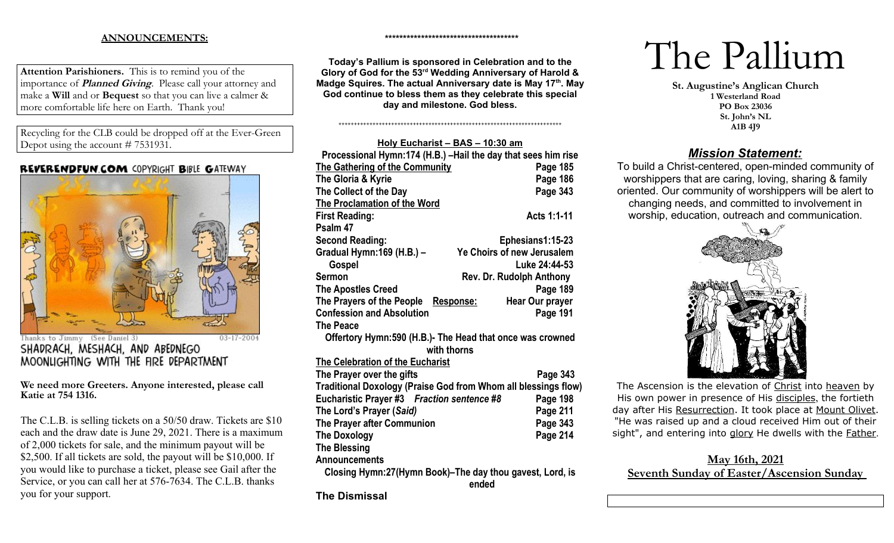## ANNOUNCEMENTS:

**Attention Parishioners.** This is to remind you of the importance of ***Planned Giving***. Please call your attorney and make a **Will** and or **Bequest** so that you can live a calmer & more comfortable life here on Earth. Thank you!

Recycling for the CLB could be dropped off at the Ever-Green Depot using the account # 7531931.

REVERENDFUN.COM COPYRIGHT BIBLE GATEWAY

Thanks to Jimmy (See Daniel 3) 03-17-2004

SHADRACH, MESHACH, AND ABEDNEGO MOONLIGHTING WITH THE FIRE DEPARTMENT

**We need more Greeters. Anyone interested, please call Katie at 754 1316.**

The C.L.B. is selling tickets on a 50/50 draw. Tickets are $10 each and the draw date is June 29, 2021. There is a maximum of 2,000 tickets for sale, and the minimum payout will be $2,500. If all tickets are sold, the payout will be $10,000. If you would like to purchase a ticket, please see Gail after the Service, or you can call her at 576-7634. The C.L.B. thanks you for your support.

*************************************

**Today's Pallium is sponsored in Celebration and to the Glory of God for the 53rd Wedding Anniversary of Harold & Madge Squires. The actual Anniversary date is May 17th. May God continue to bless them as they celebrate this special day and milestone. God bless.**

+++++++++++++++++++++++++++++++++++++++++++++++++++++++++++++++++++++++++++++

**Holy Eucharist – BAS – 10:30 am**

**Processional Hymn:174 (H.B.) –Hail the day that sees him rise**

| | |
|---|---|
| **The Gathering of the Community** | **Page 185** |
| **The Gloria & Kyrie** | **Page 186** |
| **The Collect of the Day** | **Page 343** |
| **The Proclamation of the Word** | |
| **First Reading:** | **Acts 1:1-11** |
| **Psalm 47** | |
| **Second Reading:** | **Ephesians1:15-23** |
| **Gradual Hymn:169 (H.B.) –** | **Ye Choirs of new Jerusalem** |
| **Gospel** | **Luke 24:44-53** |
| **Sermon** | **Rev. Dr. Rudolph Anthony** |
| **The Apostles Creed** | **Page 189** |
| **The Prayers of the People Response:** | **Hear Our prayer** |
| **Confession and Absolution** | **Page 191** |
| **The Peace** | |

**Offertory Hymn:590 (H.B.)- The Head that once was crowned with thorns**

| | |
|---|---|
| **The Celebration of the Eucharist** | |
| **The Prayer over the gifts** | **Page 343** |
| **Traditional Doxology (Praise God from Whom all blessings flow)** | |
| **Eucharistic Prayer #3 *Fraction sentence #8*** | **Page 198** |
| **The Lord's Prayer (*Said)*** | **Page 211** |
| **The Prayer after Communion** | **Page 343** |
| **The Doxology** | **Page 214** |
| **The Blessing** | |
| **Announcements** | |

**Closing Hymn:27(Hymn Book)–The day thou gavest, Lord, is ended**

**The Dismissal**

# The Pallium

**St. Augustine's Anglican Church**
**1 Westerland Road**
**PO Box 23036**
**St. John's NL**
**A1B 4J9**

## ***Mission Statement:***

To build a Christ-centered, open-minded community of worshippers that are caring, loving, sharing & family oriented. Our community of worshippers will be alert to changing needs, and committed to involvement in worship, education, outreach and communication.

The Ascension is the elevation of Christ into heaven by His own power in presence of His disciples, the fortieth day after His Resurrection. It took place at Mount Olivet. "He was raised up and a cloud received Him out of their sight", and entering into glory He dwells with the Father.

**May 16th, 2021**
**Seventh Sunday of Easter/Ascension Sunday**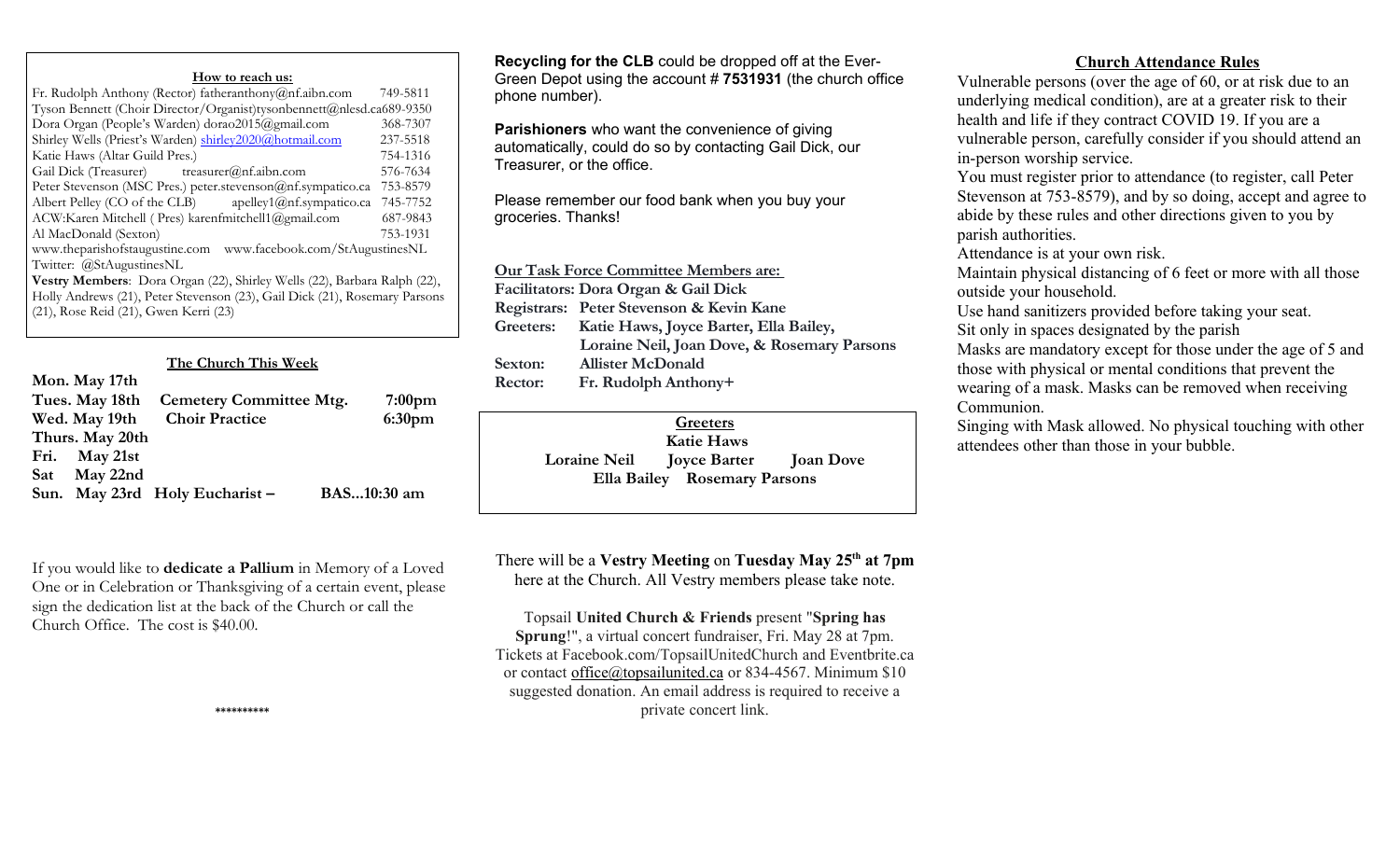## How to reach us:

| | |
|---|---|
| Fr. Rudolph Anthony (Rector) fatheranthony@nf.aibn.com | 749-5811 |
| Tyson Bennett (Choir Director/Organist)tysonbennett@nlesd.ca | 689-9350 |
| Dora Organ (People's Warden) dorao2015@gmail.com | 368-7307 |
| Shirley Wells (Priest's Warden) shirley2020@hotmail.com | 237-5518 |
| Katie Haws (Altar Guild Pres.) | 754-1316 |
| Gail Dick (Treasurer) treasurer@nf.aibn.com | 576-7634 |
| Peter Stevenson (MSC Pres.) peter.stevenson@nf.sympatico.ca | 753-8579 |
| Albert Pelley (CO of the CLB) apelley1@nf.sympatico.ca | 745-7752 |
| ACW:Karen Mitchell ( Pres) karenfmitchell1@gmail.com | 687-9843 |
| Al MacDonald (Sexton) | 753-1931 |

www.theparishofstaugustine.com www.facebook.com/StAugustinesNL

Twitter: @StAugustinesNL

**Vestry Members**: Dora Organ (22), Shirley Wells (22), Barbara Ralph (22), Holly Andrews (21), Peter Stevenson (23), Gail Dick (21), Rosemary Parsons (21), Rose Reid (21), Gwen Kerri (23)

## The Church This Week

| | | |
|---|---|---|
| **Mon. May 17th** | | |
| **Tues. May 18th** | **Cemetery Committee Mtg.** | **7:00pm** |
| **Wed. May 19th** | **Choir Practice** | **6:30pm** |
| **Thurs. May 20th** | | |
| **Fri. May 21st** | | |
| **Sat May 22nd** | | |
| **Sun. May 23rd** | **Holy Eucharist –** | **BAS...10:30 am** |

If you would like to **dedicate a Pallium** in Memory of a Loved One or in Celebration or Thanksgiving of a certain event, please sign the dedication list at the back of the Church or call the Church Office. The cost is $40.00.

**********

**Recycling for the CLB** could be dropped off at the Ever-Green Depot using the account # **7531931** (the church office phone number).

**Parishioners** who want the convenience of giving automatically, could do so by contacting Gail Dick, our Treasurer, or the office.

Please remember our food bank when you buy your groceries. Thanks!

**Our Task Force Committee Members are:**

**Facilitators: Dora Organ & Gail Dick**
**Registrars: Peter Stevenson & Kevin Kane**
**Greeters: Katie Haws, Joyce Barter, Ella Bailey, Loraine Neil, Joan Dove, & Rosemary Parsons**
**Sexton: Allister McDonald**
**Rector: Fr. Rudolph Anthony+**

**Greeters**

**Katie Haws**
**Loraine Neil Joyce Barter Joan Dove**
**Ella Bailey Rosemary Parsons**

There will be a **Vestry Meeting** on **Tuesday May 25th at 7pm** here at the Church. All Vestry members please take note.

Topsail **United Church & Friends** present "**Spring has Sprung**!", a virtual concert fundraiser, Fri. May 28 at 7pm. Tickets at Facebook.com/TopsailUnitedChurch and Eventbrite.ca or contact office@topsailunited.ca or 834-4567. Minimum $10 suggested donation. An email address is required to receive a private concert link.

## Church Attendance Rules

Vulnerable persons (over the age of 60, or at risk due to an underlying medical condition), are at a greater risk to their health and life if they contract COVID 19. If you are a vulnerable person, carefully consider if you should attend an in-person worship service.

You must register prior to attendance (to register, call Peter Stevenson at 753-8579), and by so doing, accept and agree to abide by these rules and other directions given to you by parish authorities.

Attendance is at your own risk.

Maintain physical distancing of 6 feet or more with all those outside your household.

Use hand sanitizers provided before taking your seat.

Sit only in spaces designated by the parish

Masks are mandatory except for those under the age of 5 and those with physical or mental conditions that prevent the wearing of a mask. Masks can be removed when receiving Communion.

Singing with Mask allowed. No physical touching with other attendees other than those in your bubble.